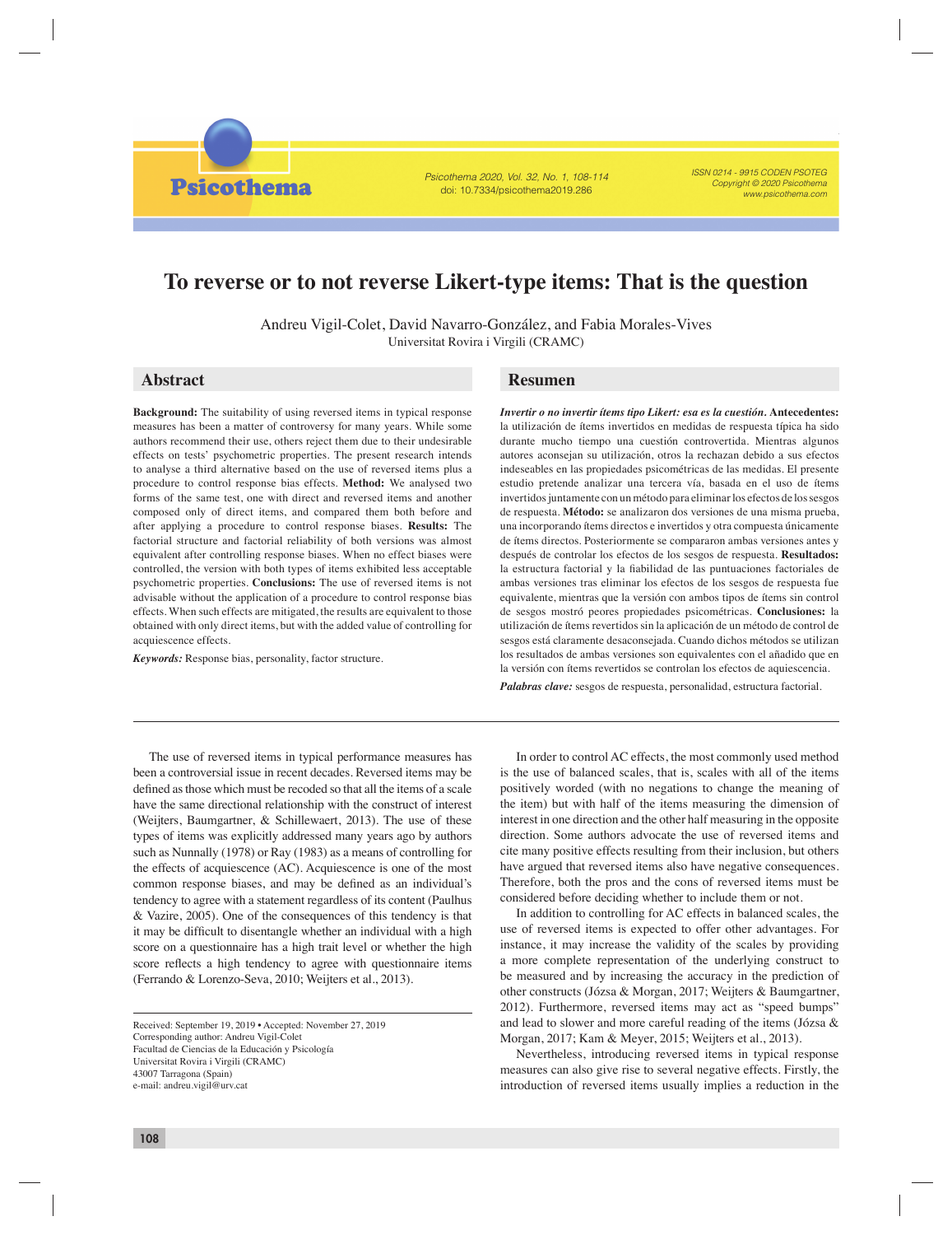# To reverse or to not reverse Likert-type items: That is the question

Andreu Vigil-Colet, David Navarro-González, and Fabia Morales-Vives
Universitat Rovira i Virgili (CRAMC)

## Abstract

**Background:** The suitability of using reversed items in typical response measures has been a matter of controversy for many years. While some authors recommend their use, others reject them due to their undesirable effects on tests' psychometric properties. The present research intends to analyse a third alternative based on the use of reversed items plus a procedure to control response bias effects. **Method:** We analysed two forms of the same test, one with direct and reversed items and another composed only of direct items, and compared them both before and after applying a procedure to control response biases. **Results:** The factorial structure and factorial reliability of both versions was almost equivalent after controlling response biases. When no effect biases were controlled, the version with both types of items exhibited less acceptable psychometric properties. **Conclusions:** The use of reversed items is not advisable without the application of a procedure to control response bias effects. When such effects are mitigated, the results are equivalent to those obtained with only direct items, but with the added value of controlling for acquiescence effects.

***Keywords:*** Response bias, personality, factor structure.

## Resumen

***Invertir o no invertir ítems tipo Likert: esa es la cuestión.*** **Antecedentes:** la utilización de ítems invertidos en medidas de respuesta típica ha sido durante mucho tiempo una cuestión controvertida. Mientras algunos autores aconsejan su utilización, otros la rechazan debido a sus efectos indeseables en las propiedades psicométricas de las medidas. El presente estudio pretende analizar una tercera vía, basada en el uso de ítems invertidos juntamente con un método para eliminar los efectos de los sesgos de respuesta. **Método:** se analizaron dos versiones de una misma prueba, una incorporando ítems directos e invertidos y otra compuesta únicamente de ítems directos. Posteriormente se compararon ambas versiones antes y después de controlar los efectos de los sesgos de respuesta. **Resultados:** la estructura factorial y la fiabilidad de las puntuaciones factoriales de ambas versiones tras eliminar los efectos de los sesgos de respuesta fue equivalente, mientras que la versión con ambos tipos de ítems sin control de sesgos mostró peores propiedades psicométricas. **Conclusiones:** la utilización de ítems revertidos sin la aplicación de un método de control de sesgos está claramente desaconsejada. Cuando dichos métodos se utilizan los resultados de ambas versiones son equivalentes con el añadido que en la versión con ítems revertidos se controlan los efectos de aquiescencia.

***Palabras clave:*** sesgos de respuesta, personalidad, estructura factorial.

---

The use of reversed items in typical performance measures has been a controversial issue in recent decades. Reversed items may be defined as those which must be recoded so that all the items of a scale have the same directional relationship with the construct of interest (Weijters, Baumgartner, & Schillewaert, 2013). The use of these types of items was explicitly addressed many years ago by authors such as Nunnally (1978) or Ray (1983) as a means of controlling for the effects of acquiescence (AC). Acquiescence is one of the most common response biases, and may be defined as an individual's tendency to agree with a statement regardless of its content (Paulhus & Vazire, 2005). One of the consequences of this tendency is that it may be difficult to disentangle whether an individual with a high score on a questionnaire has a high trait level or whether the high score reflects a high tendency to agree with questionnaire items (Ferrando & Lorenzo-Seva, 2010; Weijters et al., 2013).

In order to control AC effects, the most commonly used method is the use of balanced scales, that is, scales with all of the items positively worded (with no negations to change the meaning of the item) but with half of the items measuring the dimension of interest in one direction and the other half measuring in the opposite direction. Some authors advocate the use of reversed items and cite many positive effects resulting from their inclusion, but others have argued that reversed items also have negative consequences. Therefore, both the pros and the cons of reversed items must be considered before deciding whether to include them or not.

In addition to controlling for AC effects in balanced scales, the use of reversed items is expected to offer other advantages. For instance, it may increase the validity of the scales by providing a more complete representation of the underlying construct to be measured and by increasing the accuracy in the prediction of other constructs (Józsa & Morgan, 2017; Weijters & Baumgartner, 2012). Furthermore, reversed items may act as "speed bumps" and lead to slower and more careful reading of the items (Józsa & Morgan, 2017; Kam & Meyer, 2015; Weijters et al., 2013).

Nevertheless, introducing reversed items in typical response measures can also give rise to several negative effects. Firstly, the introduction of reversed items usually implies a reduction in the

---

Received: September 19, 2019 • Accepted: November 27, 2019
Corresponding author: Andreu Vigil-Colet
Facultad de Ciencias de la Educación y Psicología
Universitat Rovira i Virgili (CRAMC)
43007 Tarragona (Spain)
e-mail: andreu.vigil@urv.cat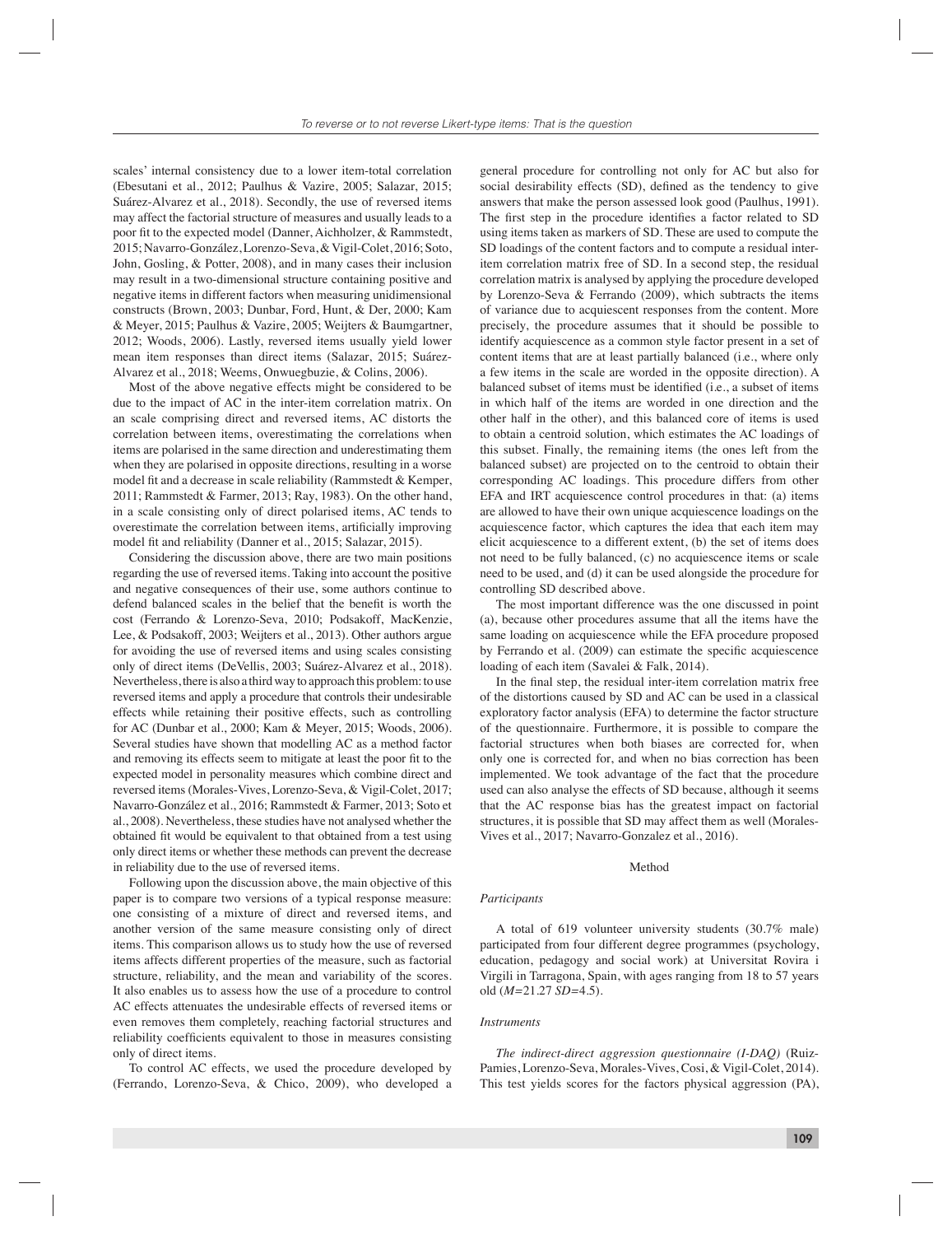scales' internal consistency due to a lower item-total correlation (Ebesutani et al., 2012; Paulhus & Vazire, 2005; Salazar, 2015; Suárez-Alvarez et al., 2018). Secondly, the use of reversed items may affect the factorial structure of measures and usually leads to a poor fit to the expected model (Danner, Aichholzer, & Rammstedt, 2015; Navarro-González, Lorenzo-Seva, & Vigil-Colet, 2016; Soto, John, Gosling, & Potter, 2008), and in many cases their inclusion may result in a two-dimensional structure containing positive and negative items in different factors when measuring unidimensional constructs (Brown, 2003; Dunbar, Ford, Hunt, & Der, 2000; Kam & Meyer, 2015; Paulhus & Vazire, 2005; Weijters & Baumgartner, 2012; Woods, 2006). Lastly, reversed items usually yield lower mean item responses than direct items (Salazar, 2015; Suárez-Alvarez et al., 2018; Weems, Onwuegbuzie, & Colins, 2006).

Most of the above negative effects might be considered to be due to the impact of AC in the inter-item correlation matrix. On an scale comprising direct and reversed items, AC distorts the correlation between items, overestimating the correlations when items are polarised in the same direction and underestimating them when they are polarised in opposite directions, resulting in a worse model fit and a decrease in scale reliability (Rammstedt & Kemper, 2011; Rammstedt & Farmer, 2013; Ray, 1983). On the other hand, in a scale consisting only of direct polarised items, AC tends to overestimate the correlation between items, artificially improving model fit and reliability (Danner et al., 2015; Salazar, 2015).

Considering the discussion above, there are two main positions regarding the use of reversed items. Taking into account the positive and negative consequences of their use, some authors continue to defend balanced scales in the belief that the benefit is worth the cost (Ferrando & Lorenzo-Seva, 2010; Podsakoff, MacKenzie, Lee, & Podsakoff, 2003; Weijters et al., 2013). Other authors argue for avoiding the use of reversed items and using scales consisting only of direct items (DeVellis, 2003; Suárez-Alvarez et al., 2018). Nevertheless, there is also a third way to approach this problem: to use reversed items and apply a procedure that controls their undesirable effects while retaining their positive effects, such as controlling for AC (Dunbar et al., 2000; Kam & Meyer, 2015; Woods, 2006). Several studies have shown that modelling AC as a method factor and removing its effects seem to mitigate at least the poor fit to the expected model in personality measures which combine direct and reversed items (Morales-Vives, Lorenzo-Seva, & Vigil-Colet, 2017; Navarro-González et al., 2016; Rammstedt & Farmer, 2013; Soto et al., 2008). Nevertheless, these studies have not analysed whether the obtained fit would be equivalent to that obtained from a test using only direct items or whether these methods can prevent the decrease in reliability due to the use of reversed items.

Following upon the discussion above, the main objective of this paper is to compare two versions of a typical response measure: one consisting of a mixture of direct and reversed items, and another version of the same measure consisting only of direct items. This comparison allows us to study how the use of reversed items affects different properties of the measure, such as factorial structure, reliability, and the mean and variability of the scores. It also enables us to assess how the use of a procedure to control AC effects attenuates the undesirable effects of reversed items or even removes them completely, reaching factorial structures and reliability coefficients equivalent to those in measures consisting only of direct items.

To control AC effects, we used the procedure developed by (Ferrando, Lorenzo-Seva, & Chico, 2009), who developed a general procedure for controlling not only for AC but also for social desirability effects (SD), defined as the tendency to give answers that make the person assessed look good (Paulhus, 1991). The first step in the procedure identifies a factor related to SD using items taken as markers of SD. These are used to compute the SD loadings of the content factors and to compute a residual inter-item correlation matrix free of SD. In a second step, the residual correlation matrix is analysed by applying the procedure developed by Lorenzo-Seva & Ferrando (2009), which subtracts the items of variance due to acquiescent responses from the content. More precisely, the procedure assumes that it should be possible to identify acquiescence as a common style factor present in a set of content items that are at least partially balanced (i.e., where only a few items in the scale are worded in the opposite direction). A balanced subset of items must be identified (i.e., a subset of items in which half of the items are worded in one direction and the other half in the other), and this balanced core of items is used to obtain a centroid solution, which estimates the AC loadings of this subset. Finally, the remaining items (the ones left from the balanced subset) are projected on to the centroid to obtain their corresponding AC loadings. This procedure differs from other EFA and IRT acquiescence control procedures in that: (a) items are allowed to have their own unique acquiescence loadings on the acquiescence factor, which captures the idea that each item may elicit acquiescence to a different extent, (b) the set of items does not need to be fully balanced, (c) no acquiescence items or scale need to be used, and (d) it can be used alongside the procedure for controlling SD described above.

The most important difference was the one discussed in point (a), because other procedures assume that all the items have the same loading on acquiescence while the EFA procedure proposed by Ferrando et al. (2009) can estimate the specific acquiescence loading of each item (Savalei & Falk, 2014).

In the final step, the residual inter-item correlation matrix free of the distortions caused by SD and AC can be used in a classical exploratory factor analysis (EFA) to determine the factor structure of the questionnaire. Furthermore, it is possible to compare the factorial structures when both biases are corrected for, when only one is corrected for, and when no bias correction has been implemented. We took advantage of the fact that the procedure used can also analyse the effects of SD because, although it seems that the AC response bias has the greatest impact on factorial structures, it is possible that SD may affect them as well (Morales-Vives et al., 2017; Navarro-Gonzalez et al., 2016).

## Method

### *Participants*

A total of 619 volunteer university students (30.7% male) participated from four different degree programmes (psychology, education, pedagogy and social work) at Universitat Rovira i Virgili in Tarragona, Spain, with ages ranging from 18 to 57 years old (*M*=21.27 *SD*=4.5).

### *Instruments*

*The indirect-direct aggression questionnaire (I-DAQ)* (Ruiz-Pamies, Lorenzo-Seva, Morales-Vives, Cosi, & Vigil-Colet, 2014). This test yields scores for the factors physical aggression (PA),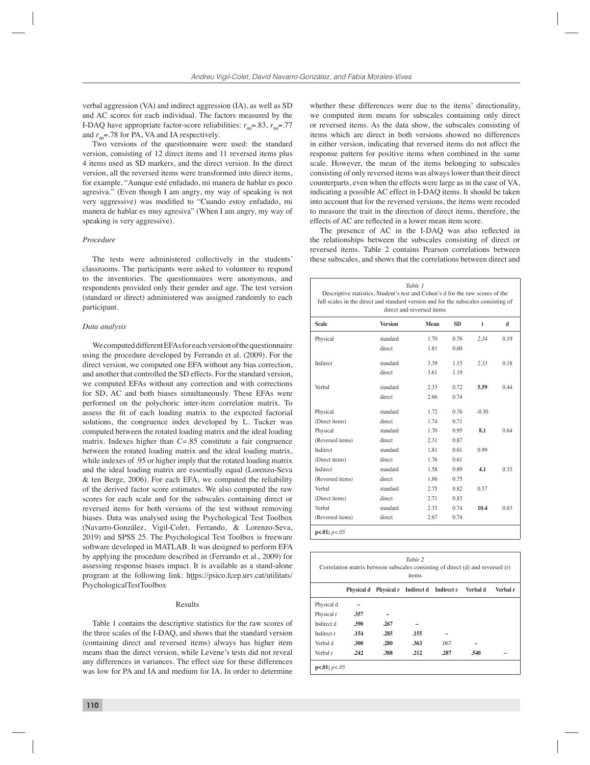verbal aggression (VA) and indirect aggression (IA), as well as SD and AC scores for each individual. The factors measured by the I-DAQ have appropriate factor-score reliabilities: $r_{\theta\theta}$=.83, $r_{\theta\theta}$=.77 and $r_{\theta\theta}$=.78 for PA, VA and IA respectively.

Two versions of the questionnaire were used: the standard version, consisting of 12 direct items and 11 reversed items plus 4 items used as SD markers, and the direct version. In the direct version, all the reversed items were transformed into direct items, for example, "Aunque esté enfadado, mi manera de hablar es poco agresiva." (Even though I am angry, my way of speaking is not very aggressive) was modified to "Cuando estoy enfadado, mi manera de hablar es muy agresiva" (When I am angry, my way of speaking is very aggressive).

### *Procedure*

The tests were administered collectively in the students' classrooms. The participants were asked to volunteer to respond to the inventories. The questionnaires were anonymous, and respondents provided only their gender and age. The test version (standard or direct) administered was assigned randomly to each participant.

### *Data analysis*

We computed different EFAs for each version of the questionnaire using the procedure developed by Ferrando et al. (2009). For the direct version, we computed one EFA without any bias correction, and another that controlled the SD effects. For the standard version, we computed EFAs without any correction and with corrections for SD, AC and both biases simultaneously. These EFAs were performed on the polychoric inter-item correlation matrix. To assess the fit of each loading matrix to the expected factorial solutions, the congruence index developed by L. Tucker was computed between the rotated loading matrix and the ideal loading matrix. Indexes higher than *C*=.85 constitute a fair congruence between the rotated loading matrix and the ideal loading matrix, while indexes of .95 or higher imply that the rotated loading matrix and the ideal loading matrix are essentially equal (Lorenzo-Seva & ten Berge, 2006). For each EFA, we computed the reliability of the derived factor score estimates. We also computed the raw scores for each scale and for the subscales containing direct or reversed items for both versions of the test without removing biases. Data was analysed using the Psychological Test Toolbox (Navarro-González, Vigil-Colet, Ferrando, & Lorenzo-Seva, 2019) and SPSS 25. The Psychological Test Toolbox is freeware software developed in MATLAB. It was designed to perform EFA by applying the procedure described in (Ferrando et al., 2009) for assessing response biases impact. It is available as a stand-alone program at the following link: https://psico.fcep.urv.cat/utilitats/PsychologicalTestToolbox

## Results

Table 1 contains the descriptive statistics for the raw scores of the three scales of the I-DAQ, and shows that the standard version (containing direct and reversed items) always has higher item means than the direct version, while Levene's tests did not reveal any differences in variances. The effect size for these differences was low for PA and IA and medium for IA. In order to determine whether these differences were due to the items' directionality, we computed item means for subscales containing only direct or reversed items. As the data show, the subscales consisting of items which are direct in both versions showed no differences in either version, indicating that reversed items do not affect the response pattern for positive items when combined in the same scale. However, the mean of the items belonging to subscales consisting of only reversed items was always lower than their direct counterparts, even when the effects were large as in the case of VA, indicating a possible AC effect in I-DAQ items. It should be taken into account that for the reversed versions, the items were recoded to measure the trait in the direction of direct items, therefore, the effects of AC are reflected in a lower mean item score.

The presence of AC in the I-DAQ was also reflected in the relationships between the subscales consisting of direct or reversed items. Table 2 contains Pearson correlations between these subscales, and shows that the correlations between direct and

*Table 1*
Descriptive statistics, Student's test and Cohen's d for the raw scores of the full scales in the direct and standard version and for the subscales consisting of direct and reversed items

| Scale | Version | Mean | SD | t | d |
|---|---|---|---|---|---|
| Physical | standard | 1.70 | 0.76 | *2.34* | 0.19 |
| | direct | 1.81 | 0.60 | | |
| Indirect | standard | 3.39 | 1.15 | *2.33* | 0.18 |
| | direct | 3.61 | 1.19 | | |
| Verbal | standard | 2.33 | 0.72 | **5.59** | 0.44 |
| | direct | 2.66 | 0.74 | | |
| Physical (Direct items) | standard | 1.72 | 0.76 | -0.30 | |
| | direct | 1.74 | 0.71 | | |
| Physical (Reversed items) | standard | 1.70 | 0.95 | **8.1** | 0.64 |
| | direct | 2.31 | 0.87 | | |
| Indirect (Direct items) | standard | 1.81 | 0.61 | 0.99 | |
| | direct | 1.76 | 0.61 | | |
| Indirect (Reversed items) | standard | 1.58 | 0.89 | **4.1** | 0.33 |
| | direct | 1.86 | 0.75 | | |
| Verbal (Direct items) | standard | 2.75 | 0.82 | 0.57 | |
| | direct | 2.71 | 0.83 | | |
| Verbal (Reversed items) | standard | 2.33 | 0.74 | **10.4** | 0.83 |
| | direct | 2.67 | 0.74 | | |

**p<.01**; *p<.05*

*Table 2*
Correlation matrix between subscales consisting of direct (d) and reversed (r) items

| | Physical d | Physical r | Indirect d | Indirect r | Verbal d | Verbal r |
|---|---|---|---|---|---|---|
| Physical d | – | | | | | |
| Physical r | **.357** | – | | | | |
| Indirect d | **.390** | **.267** | – | | | |
| Indirect r | **.154** | **.285** | **.155** | – | | |
| Verbal d | **.300** | **.280** | **.363** | .067 | – | |
| Verbal r | **.242** | **.388** | **.212** | **.287** | **.540** | – |

**p<.01**; *p<.05*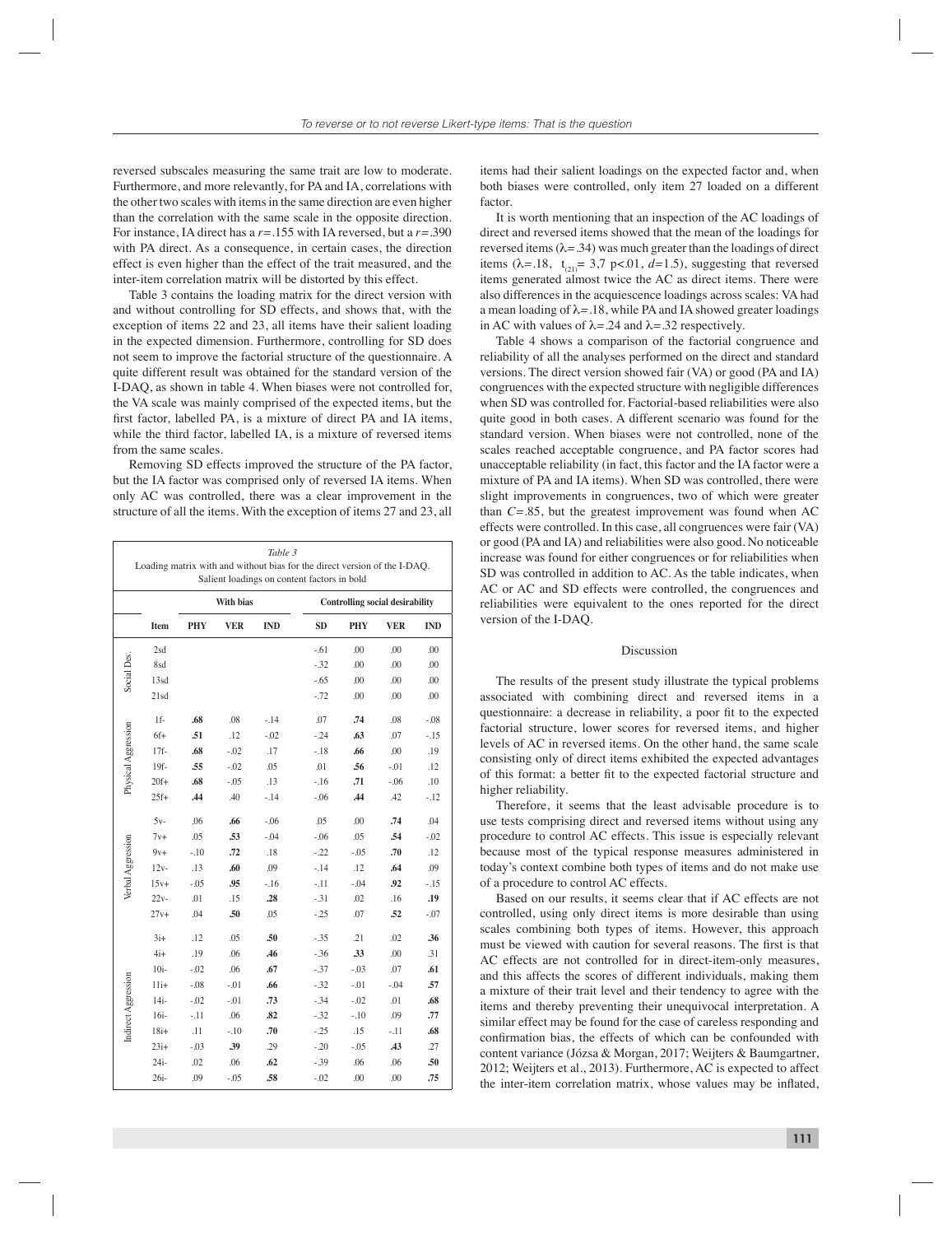reversed subscales measuring the same trait are low to moderate. Furthermore, and more relevantly, for PA and IA, correlations with the other two scales with items in the same direction are even higher than the correlation with the same scale in the opposite direction. For instance, IA direct has a $r=.155$ with IA reversed, but a $r=.390$ with PA direct. As a consequence, in certain cases, the direction effect is even higher than the effect of the trait measured, and the inter-item correlation matrix will be distorted by this effect.

Table 3 contains the loading matrix for the direct version with and without controlling for SD effects, and shows that, with the exception of items 22 and 23, all items have their salient loading in the expected dimension. Furthermore, controlling for SD does not seem to improve the factorial structure of the questionnaire. A quite different result was obtained for the standard version of the I-DAQ, as shown in table 4. When biases were not controlled for, the VA scale was mainly comprised of the expected items, but the first factor, labelled PA, is a mixture of direct PA and IA items, while the third factor, labelled IA, is a mixture of reversed items from the same scales.

Removing SD effects improved the structure of the PA factor, but the IA factor was comprised only of reversed IA items. When only AC was controlled, there was a clear improvement in the structure of all the items. With the exception of items 27 and 23, all items had their salient loadings on the expected factor and, when both biases were controlled, only item 27 loaded on a different factor.

It is worth mentioning that an inspection of the AC loadings of direct and reversed items showed that the mean of the loadings for reversed items ($\lambda=.34$) was much greater than the loadings of direct items ($\lambda=.18$, $t_{(21)}= 3{,}7$ $p<.01$, $d=1.5$), suggesting that reversed items generated almost twice the AC as direct items. There were also differences in the acquiescence loadings across scales: VA had a mean loading of $\lambda=.18$, while PA and IA showed greater loadings in AC with values of $\lambda=.24$ and $\lambda=.32$ respectively.

Table 4 shows a comparison of the factorial congruence and reliability of all the analyses performed on the direct and standard versions. The direct version showed fair (VA) or good (PA and IA) congruences with the expected structure with negligible differences when SD was controlled for. Factorial-based reliabilities were also quite good in both cases. A different scenario was found for the standard version. When biases were not controlled, none of the scales reached acceptable congruence, and PA factor scores had unacceptable reliability (in fact, this factor and the IA factor were a mixture of PA and IA items). When SD was controlled, there were slight improvements in congruences, two of which were greater than $C=.85$, but the greatest improvement was found when AC effects were controlled. In this case, all congruences were fair (VA) or good (PA and IA) and reliabilities were also good. No noticeable increase was found for either congruences or for reliabilities when SD was controlled in addition to AC. As the table indicates, when AC or AC and SD effects were controlled, the congruences and reliabilities were equivalent to the ones reported for the direct version of the I-DAQ.

*Table 3*
Loading matrix with and without bias for the direct version of the I-DAQ. Salient loadings on content factors in bold

| | Item | With bias | | | Controlling social desirability | | | |
|---|---|---|---|---|---|---|---|---|
| | | PHY | VER | IND | SD | PHY | VER | IND |
| Social Des. | 2sd | | | | -.61 | .00 | .00 | .00 |
| | 8sd | | | | -.32 | .00 | .00 | .00 |
| | 13sd | | | | -.65 | .00 | .00 | .00 |
| | 21sd | | | | -.72 | .00 | .00 | .00 |
| Physical Aggression | 1f- | **.68** | .08 | -.14 | .07 | **.74** | .08 | -.08 |
| | 6f+ | **.51** | .12 | -.02 | -.24 | **.63** | .07 | -.15 |
| | 17f- | **.68** | -.02 | .17 | -.18 | **.66** | .00 | .19 |
| | 19f- | **.55** | -.02 | .05 | .01 | **.56** | -.01 | .12 |
| | 20f+ | **.68** | -.05 | .13 | -.16 | **.71** | -.06 | .10 |
| | 25f+ | **.44** | .40 | -.14 | -.06 | **.44** | .42 | -.12 |
| Verbal Aggression | 5v- | .06 | **.66** | -.06 | .05 | .00 | **.74** | .04 |
| | 7v+ | .05 | **.53** | -.04 | -.06 | .05 | **.54** | -.02 |
| | 9v+ | -.10 | **.72** | .18 | -.22 | -.05 | **.70** | .12 |
| | 12v- | .13 | **.60** | .09 | -.14 | .12 | **.64** | .09 |
| | 15v+ | -.05 | **.95** | -.16 | -.11 | -.04 | **.92** | -.15 |
| | 22v- | .01 | .15 | **.28** | -.31 | .02 | .16 | **.19** |
| | 27v+ | .04 | **.50** | .05 | -.25 | .07 | **.52** | -.07 |
| Indirect Aggression | 3i+ | .12 | .05 | **.50** | -.35 | .21 | .02 | **.36** |
| | 4i+ | .19 | .06 | **.46** | -.36 | **.33** | .00 | .31 |
| | 10i- | -.02 | .06 | **.67** | -.37 | -.03 | .07 | **.61** |
| | 11i+ | -.08 | -.01 | **.66** | -.32 | -.01 | -.04 | **.57** |
| | 14i- | -.02 | -.01 | **.73** | -.34 | -.02 | .01 | **.68** |
| | 16i- | -.11 | .06 | **.82** | -.32 | -.10 | .09 | **.77** |
| | 18i+ | .11 | -.10 | **.70** | -.25 | .15 | -.11 | **.68** |
| | 23i+ | -.03 | **.39** | .29 | -.20 | -.05 | **.43** | .27 |
| | 24i- | .02 | .06 | **.62** | -.39 | .06 | .06 | **.50** |
| | 26i- | .09 | -.05 | **.58** | -.02 | .00 | .00 | **.75** |

## Discussion

The results of the present study illustrate the typical problems associated with combining direct and reversed items in a questionnaire: a decrease in reliability, a poor fit to the expected factorial structure, lower scores for reversed items, and higher levels of AC in reversed items. On the other hand, the same scale consisting only of direct items exhibited the expected advantages of this format: a better fit to the expected factorial structure and higher reliability.

Therefore, it seems that the least advisable procedure is to use tests comprising direct and reversed items without using any procedure to control AC effects. This issue is especially relevant because most of the typical response measures administered in today's context combine both types of items and do not make use of a procedure to control AC effects.

Based on our results, it seems clear that if AC effects are not controlled, using only direct items is more desirable than using scales combining both types of items. However, this approach must be viewed with caution for several reasons. The first is that AC effects are not controlled for in direct-item-only measures, and this affects the scores of different individuals, making them a mixture of their trait level and their tendency to agree with the items and thereby preventing their unequivocal interpretation. A similar effect may be found for the case of careless responding and confirmation bias, the effects of which can be confounded with content variance (Józsa & Morgan, 2017; Weijters & Baumgartner, 2012; Weijters et al., 2013). Furthermore, AC is expected to affect the inter-item correlation matrix, whose values may be inflated,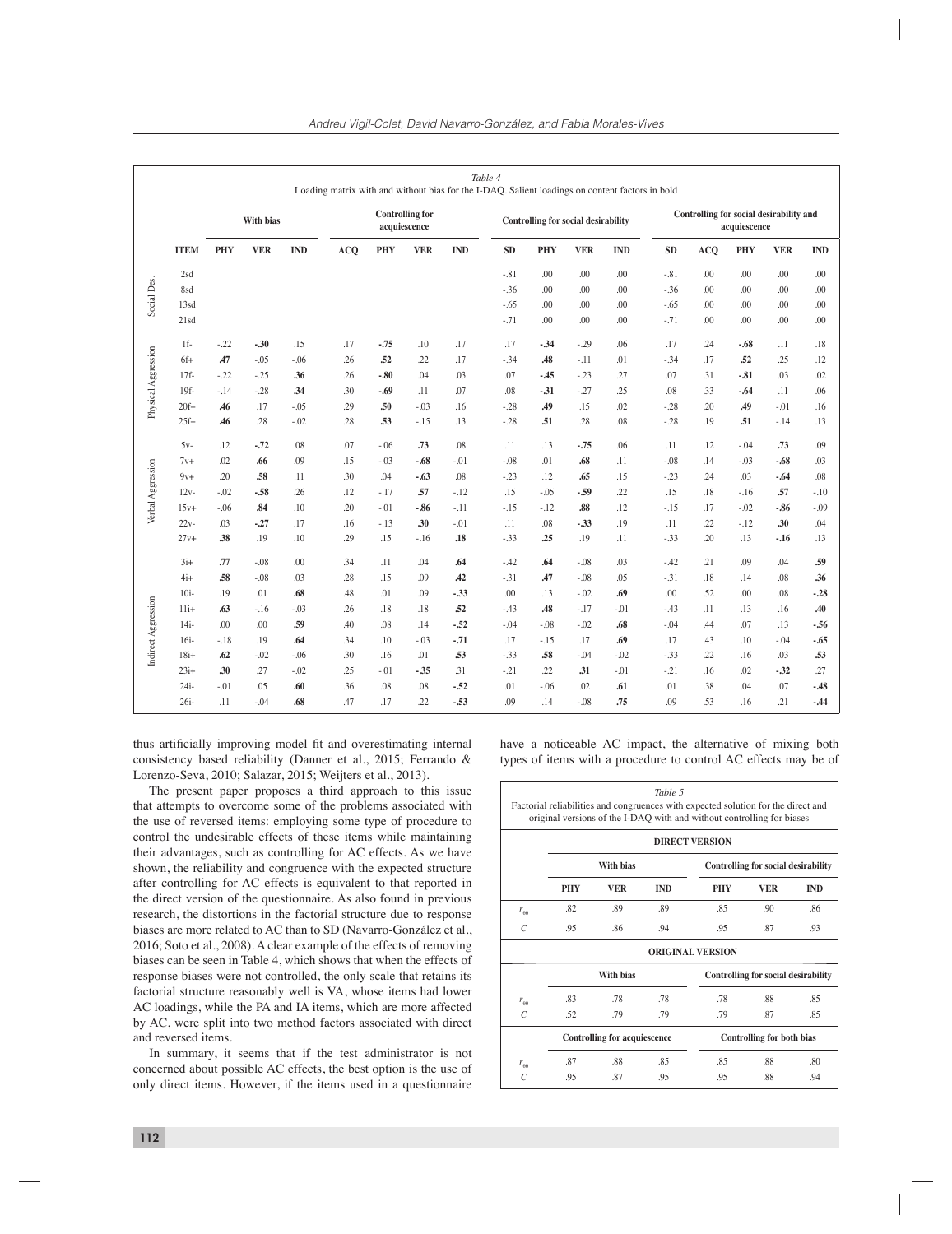*Table 4*
Loading matrix with and without bias for the I-DAQ. Salient loadings on content factors in bold

| | | With bias | | | Controlling for acquiescence | | | | Controlling for social desirability | | | | Controlling for social desirability and acquiescence | | | | |
|---|---|---|---|---|---|---|---|---|---|---|---|---|---|---|---|---|---|
| | ITEM | PHY | VER | IND | ACQ | PHY | VER | IND | SD | PHY | VER | IND | SD | ACQ | PHY | VER | IND |
| Social Des. | 2sd | | | | | | | | -.81 | .00 | .00 | .00 | -.81 | .00 | .00 | .00 | .00 |
| | 8sd | | | | | | | | -.36 | .00 | .00 | .00 | -.36 | .00 | .00 | .00 | .00 |
| | 13sd | | | | | | | | -.65 | .00 | .00 | .00 | -.65 | .00 | .00 | .00 | .00 |
| | 21sd | | | | | | | | -.71 | .00 | .00 | .00 | -.71 | .00 | .00 | .00 | .00 |
| Physical Aggression | 1f- | -.22 | **-.30** | .15 | .17 | **-.75** | .10 | .17 | .17 | **-.34** | -.29 | .06 | .17 | .24 | **-.68** | .11 | .18 |
| | 6f+ | **.47** | -.05 | -.06 | .26 | **.52** | .22 | .17 | -.34 | **.48** | -.11 | .01 | -.34 | .17 | **.52** | .25 | .12 |
| | 17f- | -.22 | -.25 | **.36** | .26 | **-.80** | .04 | .03 | .07 | **-.45** | -.23 | .27 | .07 | .31 | **-.81** | .03 | .02 |
| | 19f- | -.14 | -.28 | **.34** | .30 | **-.69** | .11 | .07 | .08 | **-.31** | -.27 | .25 | .08 | .33 | **-.64** | .11 | .06 |
| | 20f+ | **.46** | .17 | -.05 | .29 | **.50** | -.03 | .16 | -.28 | **.49** | .15 | .02 | -.28 | .20 | **.49** | -.01 | .16 |
| | 25f+ | **.46** | .28 | -.02 | .28 | **.53** | -.15 | .13 | -.28 | **.51** | .28 | .08 | -.28 | .19 | **.51** | -.14 | .13 |
| Verbal Aggression | 5v- | .12 | **-.72** | .08 | .07 | -.06 | **.73** | .08 | .11 | .13 | **-.75** | .06 | .11 | .12 | -.04 | **.73** | .09 |
| | 7v+ | .02 | **.66** | .09 | .15 | -.03 | **-.68** | -.01 | -.08 | .01 | **.68** | .11 | -.08 | .14 | -.03 | **-.68** | .03 |
| | 9v+ | .20 | **.58** | .11 | .30 | .04 | **-.63** | .08 | -.23 | .12 | **.65** | .15 | -.23 | .24 | .03 | **-.64** | .08 |
| | 12v- | -.02 | **-.58** | .26 | .12 | -.17 | **.57** | -.12 | .15 | -.05 | **-.59** | .22 | .15 | .18 | -.16 | **.57** | -.10 |
| | 15v+ | -.06 | **.84** | .10 | .20 | -.01 | **-.86** | -.11 | -.15 | -.12 | **.88** | .12 | -.15 | .17 | -.02 | **-.86** | -.09 |
| | 22v- | .03 | **-.27** | .17 | .16 | -.13 | **.30** | -.01 | .11 | .08 | **-.33** | .19 | .11 | .22 | -.12 | **.30** | .04 |
| | 27v+ | **.38** | .19 | .10 | .29 | .15 | -.16 | **.18** | -.33 | **.25** | .19 | .11 | -.33 | .20 | .13 | **-.16** | .13 |
| Indirect Aggression | 3i+ | **.77** | -.08 | .00 | .34 | .11 | .04 | **.64** | -.42 | **.64** | -.08 | .03 | -.42 | .21 | .09 | .04 | **.59** |
| | 4i+ | **.58** | -.08 | .03 | .28 | .15 | .09 | **.42** | -.31 | **.47** | -.08 | .05 | -.31 | .18 | .14 | .08 | **.36** |
| | 10i- | .19 | .01 | **.68** | .48 | .01 | .09 | **-.33** | .00 | .13 | -.02 | **.69** | .00 | .52 | .00 | .08 | **-.28** |
| | 11i+ | **.63** | -.16 | -.03 | .26 | .18 | .18 | **.52** | -.43 | **.48** | -.17 | -.01 | -.43 | .11 | .13 | .16 | **.40** |
| | 14i- | .00 | .00 | **.59** | .40 | .08 | .14 | **-.52** | -.04 | -.08 | -.02 | **.68** | -.04 | .44 | .07 | .13 | **-.56** |
| | 16i- | -.18 | .19 | **.64** | .34 | .10 | -.03 | **-.71** | .17 | -.15 | .17 | **.69** | .17 | .43 | .10 | -.04 | **-.65** |
| | 18i+ | **.62** | -.02 | -.06 | .30 | .16 | .01 | **.53** | -.33 | **.58** | -.04 | -.02 | -.33 | .22 | .16 | .03 | **.53** |
| | 23i+ | **.30** | .27 | -.02 | .25 | -.01 | **-.35** | .31 | -.21 | .22 | **.31** | -.01 | -.21 | .16 | .02 | **-.32** | .27 |
| | 24i- | -.01 | .05 | **.60** | .36 | .08 | .08 | **-.52** | .01 | -.06 | .02 | **.61** | .01 | .38 | .04 | .07 | **-.48** |
| | 26i- | .11 | -.04 | **.68** | .47 | .17 | .22 | **-.53** | .09 | .14 | -.08 | **.75** | .09 | .53 | .16 | .21 | **-.44** |

thus artificially improving model fit and overestimating internal consistency based reliability (Danner et al., 2015; Ferrando & Lorenzo-Seva, 2010; Salazar, 2015; Weijters et al., 2013).

The present paper proposes a third approach to this issue that attempts to overcome some of the problems associated with the use of reversed items: employing some type of procedure to control the undesirable effects of these items while maintaining their advantages, such as controlling for AC effects. As we have shown, the reliability and congruence with the expected structure after controlling for AC effects is equivalent to that reported in the direct version of the questionnaire. As also found in previous research, the distortions in the factorial structure due to response biases are more related to AC than to SD (Navarro-González et al., 2016; Soto et al., 2008). A clear example of the effects of removing biases can be seen in Table 4, which shows that when the effects of response biases were not controlled, the only scale that retains its factorial structure reasonably well is VA, whose items had lower AC loadings, while the PA and IA items, which are more affected by AC, were split into two method factors associated with direct and reversed items.

In summary, it seems that if the test administrator is not concerned about possible AC effects, the best option is the use of only direct items. However, if the items used in a questionnaire have a noticeable AC impact, the alternative of mixing both types of items with a procedure to control AC effects may be of

*Table 5*
Factorial reliabilities and congruences with expected solution for the direct and original versions of the I-DAQ with and without controlling for biases

| | **DIRECT VERSION** | | | | | |
|---|---|---|---|---|---|---|
| | With bias | | | Controlling for social desirability | | |
| | PHY | VER | IND | PHY | VER | IND |
| $r_{(\theta)}$ | .82 | .89 | .89 | .85 | .90 | .86 |
| *C* | .95 | .86 | .94 | .95 | .87 | .93 |
| | **ORIGINAL VERSION** | | | | | |
| | With bias | | | Controlling for social desirability | | |
| $r_{(\theta)}$ | .83 | .78 | .78 | .78 | .88 | .85 |
| *C* | .52 | .79 | .79 | .79 | .87 | .85 |
| | Controlling for acquiescence | | | Controlling for both bias | | |
| $r_{(\theta)}$ | .87 | .88 | .85 | .85 | .88 | .80 |
| *C* | .95 | .87 | .95 | .95 | .88 | .94 |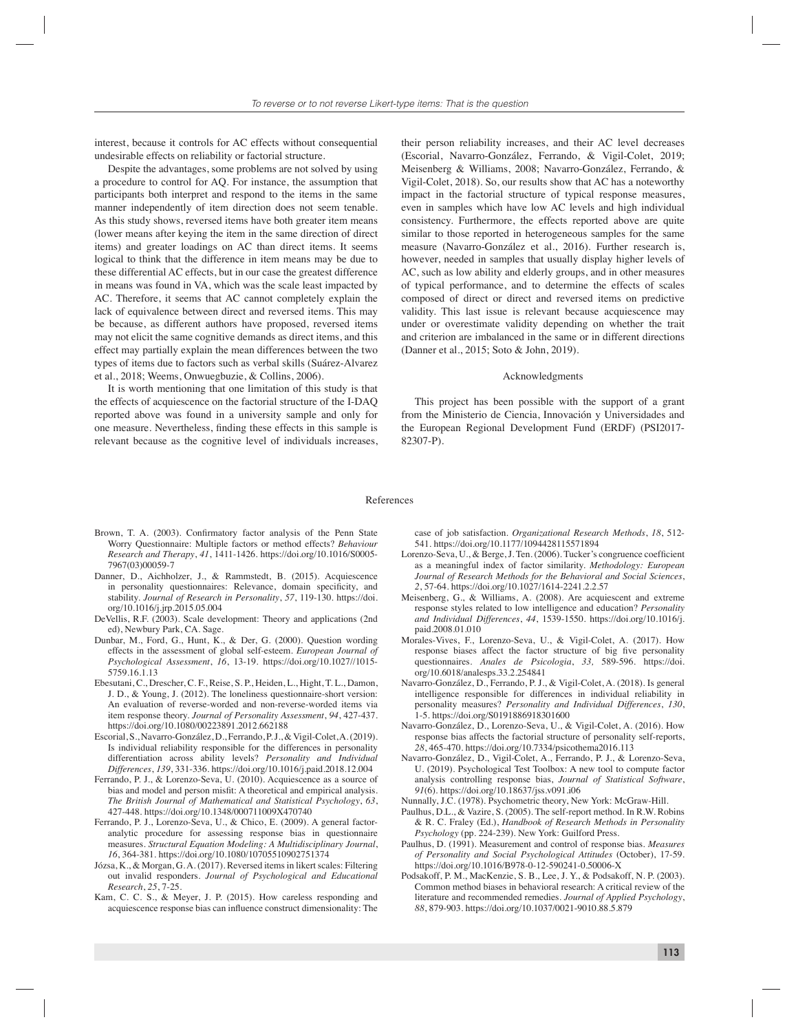interest, because it controls for AC effects without consequential undesirable effects on reliability or factorial structure.

Despite the advantages, some problems are not solved by using a procedure to control for AQ. For instance, the assumption that participants both interpret and respond to the items in the same manner independently of item direction does not seem tenable. As this study shows, reversed items have both greater item means (lower means after keying the item in the same direction of direct items) and greater loadings on AC than direct items. It seems logical to think that the difference in item means may be due to these differential AC effects, but in our case the greatest difference in means was found in VA, which was the scale least impacted by AC. Therefore, it seems that AC cannot completely explain the lack of equivalence between direct and reversed items. This may be because, as different authors have proposed, reversed items may not elicit the same cognitive demands as direct items, and this effect may partially explain the mean differences between the two types of items due to factors such as verbal skills (Suárez-Alvarez et al., 2018; Weems, Onwuegbuzie, & Collins, 2006).

It is worth mentioning that one limitation of this study is that the effects of acquiescence on the factorial structure of the I-DAQ reported above was found in a university sample and only for one measure. Nevertheless, finding these effects in this sample is relevant because as the cognitive level of individuals increases, their person reliability increases, and their AC level decreases (Escorial, Navarro-González, Ferrando, & Vigil-Colet, 2019; Meisenberg & Williams, 2008; Navarro-González, Ferrando, & Vigil-Colet, 2018). So, our results show that AC has a noteworthy impact in the factorial structure of typical response measures, even in samples which have low AC levels and high individual consistency. Furthermore, the effects reported above are quite similar to those reported in heterogeneous samples for the same measure (Navarro-González et al., 2016). Further research is, however, needed in samples that usually display higher levels of AC, such as low ability and elderly groups, and in other measures of typical performance, and to determine the effects of scales composed of direct or direct and reversed items on predictive validity. This last issue is relevant because acquiescence may under or overestimate validity depending on whether the trait and criterion are imbalanced in the same or in different directions (Danner et al., 2015; Soto & John, 2019).

## Acknowledgments

This project has been possible with the support of a grant from the Ministerio de Ciencia, Innovación y Universidades and the European Regional Development Fund (ERDF) (PSI2017-82307-P).

## References

Brown, T. A. (2003). Confirmatory factor analysis of the Penn State Worry Questionnaire: Multiple factors or method effects? *Behaviour Research and Therapy*, *41*, 1411-1426. https://doi.org/10.1016/S0005-7967(03)00059-7

Danner, D., Aichholzer, J., & Rammstedt, B. (2015). Acquiescence in personality questionnaires: Relevance, domain specificity, and stability. *Journal of Research in Personality*, *57*, 119-130. https://doi.org/10.1016/j.jrp.2015.05.004

DeVellis, R.F. (2003). Scale development: Theory and applications (2nd ed), Newbury Park, CA. Sage.

Dunbar, M., Ford, G., Hunt, K., & Der, G. (2000). Question wording effects in the assessment of global self-esteem. *European Journal of Psychological Assessment*, *16*, 13-19. https://doi.org/10.1027//1015-5759.16.1.13

Ebesutani, C., Drescher, C. F., Reise, S. P., Heiden, L., Hight, T. L., Damon, J. D., & Young, J. (2012). The loneliness questionnaire-short version: An evaluation of reverse-worded and non-reverse-worded items via item response theory. *Journal of Personality Assessment*, *94*, 427-437. https://doi.org/10.1080/00223891.2012.662188

Escorial, S., Navarro-González, D., Ferrando, P. J., & Vigil-Colet, A. (2019). Is individual reliability responsible for the differences in personality differentiation across ability levels? *Personality and Individual Differences*, *139*, 331-336. https://doi.org/10.1016/j.paid.2018.12.004

Ferrando, P. J., & Lorenzo-Seva, U. (2010). Acquiescence as a source of bias and model and person misfit: A theoretical and empirical analysis. *The British Journal of Mathematical and Statistical Psychology*, *63*, 427-448. https://doi.org/10.1348/000711009X470740

Ferrando, P. J., Lorenzo-Seva, U., & Chico, E. (2009). A general factor-analytic procedure for assessing response bias in questionnaire measures. *Structural Equation Modeling: A Multidisciplinary Journal*, *16*, 364-381. https://doi.org/10.1080/10705510902751374

Józsa, K., & Morgan, G. A. (2017). Reversed items in likert scales: Filtering out invalid responders. *Journal of Psychological and Educational Research*, *25*, 7-25.

Kam, C. C. S., & Meyer, J. P. (2015). How careless responding and acquiescence response bias can influence construct dimensionality: The case of job satisfaction. *Organizational Research Methods*, *18*, 512-541. https://doi.org/10.1177/1094428115571894

Lorenzo-Seva, U., & Berge, J. Ten. (2006). Tucker's congruence coefficient as a meaningful index of factor similarity. *Methodology: European Journal of Research Methods for the Behavioral and Social Sciences*, *2*, 57-64. https://doi.org/10.1027/1614-2241.2.2.57

Meisenberg, G., & Williams, A. (2008). Are acquiescent and extreme response styles related to low intelligence and education? *Personality and Individual Differences*, *44*, 1539-1550. https://doi.org/10.1016/j.paid.2008.01.010

Morales-Vives, F., Lorenzo-Seva, U., & Vigil-Colet, A. (2017). How response biases affect the factor structure of big five personality questionnaires. *Anales de Psicologia*, *33,* 589-596. https://doi.org/10.6018/analesps.33.2.254841

Navarro-González, D., Ferrando, P. J., & Vigil-Colet, A. (2018). Is general intelligence responsible for differences in individual reliability in personality measures? *Personality and Individual Differences*, *130*, 1-5. https://doi.org/S0191886918301600

Navarro-González, D., Lorenzo-Seva, U., & Vigil-Colet, A. (2016). How response bias affects the factorial structure of personality self-reports, *28*, 465-470. https://doi.org/10.7334/psicothema2016.113

Navarro-González, D., Vigil-Colet, A., Ferrando, P. J., & Lorenzo-Seva, U. (2019). Psychological Test Toolbox: A new tool to compute factor analysis controlling response bias, *Journal of Statistical Software*, *91*(6). https://doi.org/10.18637/jss.v091.i06

Nunnally, J.C. (1978). Psychometric theory, New York: McGraw-Hill.

Paulhus, D.L., & Vazire, S. (2005). The self-report method. In R.W. Robins & R. C. Fraley (Ed.), *Handbook of Research Methods in Personality Psychology* (pp. 224-239). New York: Guilford Press.

Paulhus, D. (1991). Measurement and control of response bias. *Measures of Personality and Social Psychological Attitudes* (October), 17-59. https://doi.org/10.1016/B978-0-12-590241-0.50006-X

Podsakoff, P. M., MacKenzie, S. B., Lee, J. Y., & Podsakoff, N. P. (2003). Common method biases in behavioral research: A critical review of the literature and recommended remedies. *Journal of Applied Psychology*, *88*, 879-903. https://doi.org/10.1037/0021-9010.88.5.879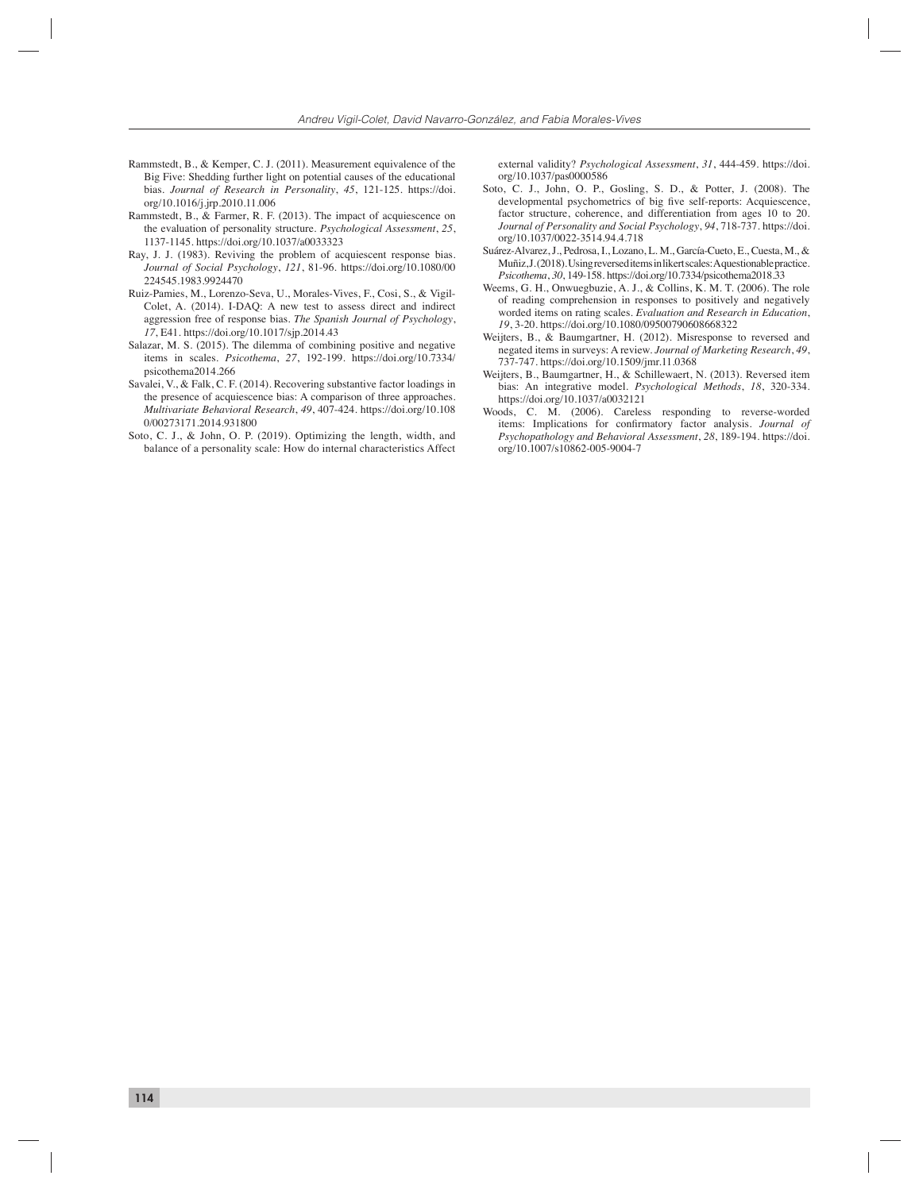Rammstedt, B., & Kemper, C. J. (2011). Measurement equivalence of the Big Five: Shedding further light on potential causes of the educational bias. *Journal of Research in Personality*, *45*, 121-125. https://doi.org/10.1016/j.jrp.2010.11.006

Rammstedt, B., & Farmer, R. F. (2013). The impact of acquiescence on the evaluation of personality structure. *Psychological Assessment*, *25*, 1137-1145. https://doi.org/10.1037/a0033323

Ray, J. J. (1983). Reviving the problem of acquiescent response bias. *Journal of Social Psychology*, *121*, 81-96. https://doi.org/10.1080/00224545.1983.9924470

Ruiz-Pamies, M., Lorenzo-Seva, U., Morales-Vives, F., Cosi, S., & Vigil-Colet, A. (2014). I-DAQ: A new test to assess direct and indirect aggression free of response bias. *The Spanish Journal of Psychology*, *17*, E41. https://doi.org/10.1017/sjp.2014.43

Salazar, M. S. (2015). The dilemma of combining positive and negative items in scales. *Psicothema*, *27*, 192-199. https://doi.org/10.7334/psicothema2014.266

Savalei, V., & Falk, C. F. (2014). Recovering substantive factor loadings in the presence of acquiescence bias: A comparison of three approaches. *Multivariate Behavioral Research*, *49*, 407-424. https://doi.org/10.1080/00273171.2014.931800

Soto, C. J., & John, O. P. (2019). Optimizing the length, width, and balance of a personality scale: How do internal characteristics Affect external validity? *Psychological Assessment*, *31*, 444-459. https://doi.org/10.1037/pas0000586

Soto, C. J., John, O. P., Gosling, S. D., & Potter, J. (2008). The developmental psychometrics of big five self-reports: Acquiescence, factor structure, coherence, and differentiation from ages 10 to 20. *Journal of Personality and Social Psychology*, *94*, 718-737. https://doi.org/10.1037/0022-3514.94.4.718

Suárez-Alvarez, J., Pedrosa, I., Lozano, L. M., García-Cueto, E., Cuesta, M., & Muñiz, J. (2018). Using reversed items in likert scales: A questionable practice. *Psicothema*, *30*, 149-158. https://doi.org/10.7334/psicothema2018.33

Weems, G. H., Onwuegbuzie, A. J., & Collins, K. M. T. (2006). The role of reading comprehension in responses to positively and negatively worded items on rating scales. *Evaluation and Research in Education*, *19*, 3-20. https://doi.org/10.1080/09500790608668322

Weijters, B., & Baumgartner, H. (2012). Misresponse to reversed and negated items in surveys: A review. *Journal of Marketing Research*, *49*, 737-747. https://doi.org/10.1509/jmr.11.0368

Weijters, B., Baumgartner, H., & Schillewaert, N. (2013). Reversed item bias: An integrative model. *Psychological Methods*, *18*, 320-334. https://doi.org/10.1037/a0032121

Woods, C. M. (2006). Careless responding to reverse-worded items: Implications for confirmatory factor analysis. *Journal of Psychopathology and Behavioral Assessment*, *28*, 189-194. https://doi.org/10.1007/s10862-005-9004-7